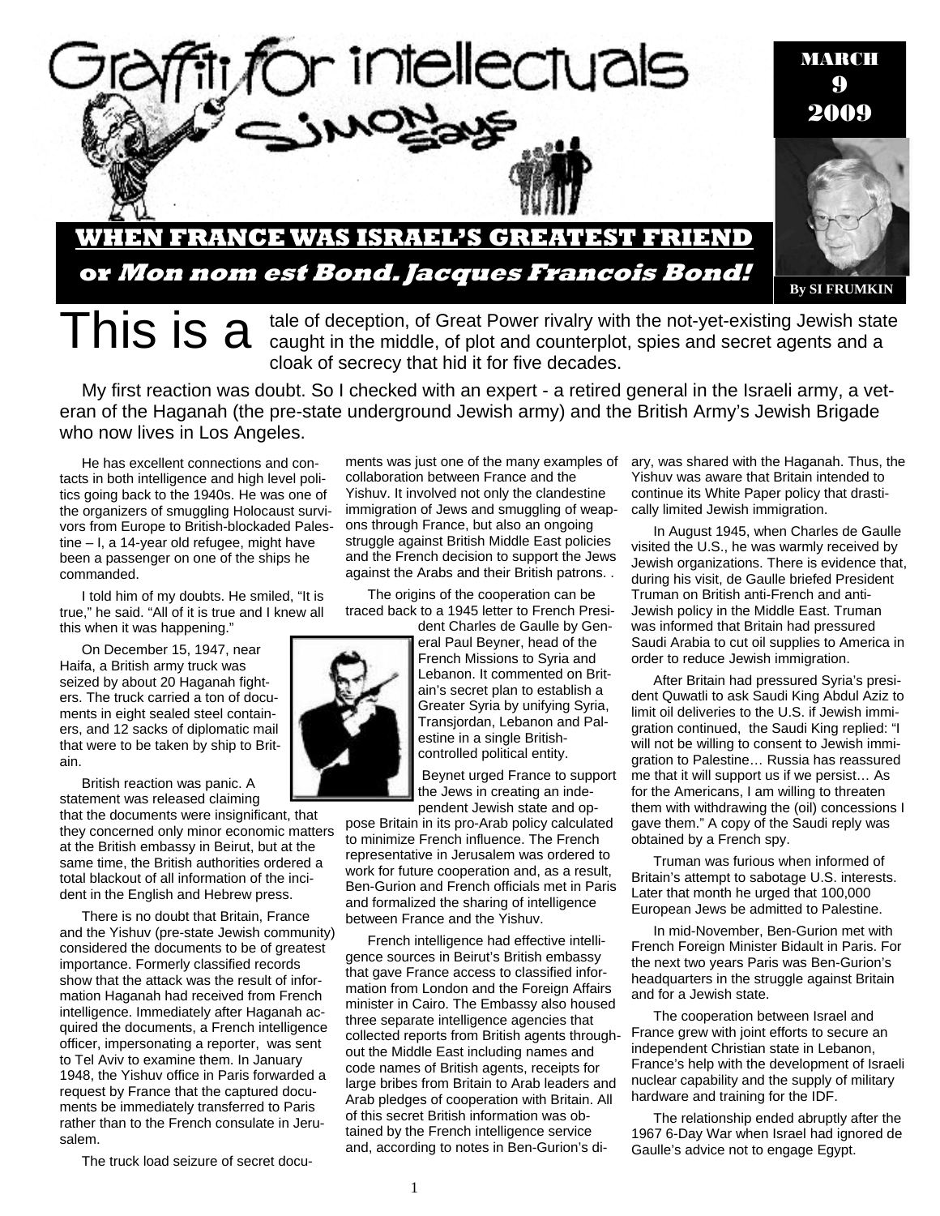# Graffiti for intellectuals

## Simon Says

MARCH 9 2009

By SI FRUMKIN

## WHEN FRANCE WAS ISRAEL'S GREATEST FRIEND

### or *Mon nom est Bond. Jacques Francois Bond!*

**This is a** tale of deception, of Great Power rivalry with the not-yet-existing Jewish state caught in the middle, of plot and counterplot, spies and secret agents and a cloak of secrecy that hid it for five decades.

My first reaction was doubt. So I checked with an expert - a retired general in the Israeli army, a veteran of the Haganah (the pre-state underground Jewish army) and the British Army's Jewish Brigade who now lives in Los Angeles.

He has excellent connections and contacts in both intelligence and high level politics going back to the 1940s. He was one of the organizers of smuggling Holocaust survivors from Europe to British-blockaded Palestine – I, a 14-year old refugee, might have been a passenger on one of the ships he commanded.

I told him of my doubts. He smiled, "It is true," he said. "All of it is true and I knew all this when it was happening."

On December 15, 1947, near Haifa, a British army truck was seized by about 20 Haganah fighters. The truck carried a ton of documents in eight sealed steel containers, and 12 sacks of diplomatic mail that were to be taken by ship to Britain.

British reaction was panic. A statement was released claiming that the documents were insignificant, that they concerned only minor economic matters at the British embassy in Beirut, but at the same time, the British authorities ordered a total blackout of all information of the incident in the English and Hebrew press.

There is no doubt that Britain, France and the Yishuv (pre-state Jewish community) considered the documents to be of greatest importance. Formerly classified records show that the attack was the result of information Haganah had received from French intelligence. Immediately after Haganah acquired the documents, a French intelligence officer, impersonating a reporter, was sent to Tel Aviv to examine them. In January 1948, the Yishuv office in Paris forwarded a request by France that the captured documents be immediately transferred to Paris rather than to the French consulate in Jerusalem.

The truck load seizure of secret documents was just one of the many examples of collaboration between France and the Yishuv. It involved not only the clandestine immigration of Jews and smuggling of weapons through France, but also an ongoing struggle against British Middle East policies and the French decision to support the Jews against the Arabs and their British patrons. .

The origins of the cooperation can be traced back to a 1945 letter to French President Charles de Gaulle by General Paul Beyner, head of the French Missions to Syria and Lebanon. It commented on Britain's secret plan to establish a Greater Syria by unifying Syria, Transjordan, Lebanon and Palestine in a single British-controlled political entity.

Beynet urged France to support the Jews in creating an independent Jewish state and oppose Britain in its pro-Arab policy calculated to minimize French influence. The French representative in Jerusalem was ordered to work for future cooperation and, as a result, Ben-Gurion and French officials met in Paris and formalized the sharing of intelligence between France and the Yishuv.

French intelligence had effective intelligence sources in Beirut's British embassy that gave France access to classified information from London and the Foreign Affairs minister in Cairo. The Embassy also housed three separate intelligence agencies that collected reports from British agents throughout the Middle East including names and code names of British agents, receipts for large bribes from Britain to Arab leaders and Arab pledges of cooperation with Britain. All of this secret British information was obtained by the French intelligence service and, according to notes in Ben-Gurion's diary, was shared with the Haganah. Thus, the Yishuv was aware that Britain intended to continue its White Paper policy that drastically limited Jewish immigration.

In August 1945, when Charles de Gaulle visited the U.S., he was warmly received by Jewish organizations. There is evidence that, during his visit, de Gaulle briefed President Truman on British anti-French and anti-Jewish policy in the Middle East. Truman was informed that Britain had pressured Saudi Arabia to cut oil supplies to America in order to reduce Jewish immigration.

After Britain had pressured Syria's president Quwatli to ask Saudi King Abdul Aziz to limit oil deliveries to the U.S. if Jewish immigration continued, the Saudi King replied: "I will not be willing to consent to Jewish immigration to Palestine… Russia has reassured me that it will support us if we persist… As for the Americans, I am willing to threaten them with withdrawing the (oil) concessions I gave them." A copy of the Saudi reply was obtained by a French spy.

Truman was furious when informed of Britain's attempt to sabotage U.S. interests. Later that month he urged that 100,000 European Jews be admitted to Palestine.

In mid-November, Ben-Gurion met with French Foreign Minister Bidault in Paris. For the next two years Paris was Ben-Gurion's headquarters in the struggle against Britain and for a Jewish state.

The cooperation between Israel and France grew with joint efforts to secure an independent Christian state in Lebanon, France's help with the development of Israeli nuclear capability and the supply of military hardware and training for the IDF.

The relationship ended abruptly after the 1967 6-Day War when Israel had ignored de Gaulle's advice not to engage Egypt.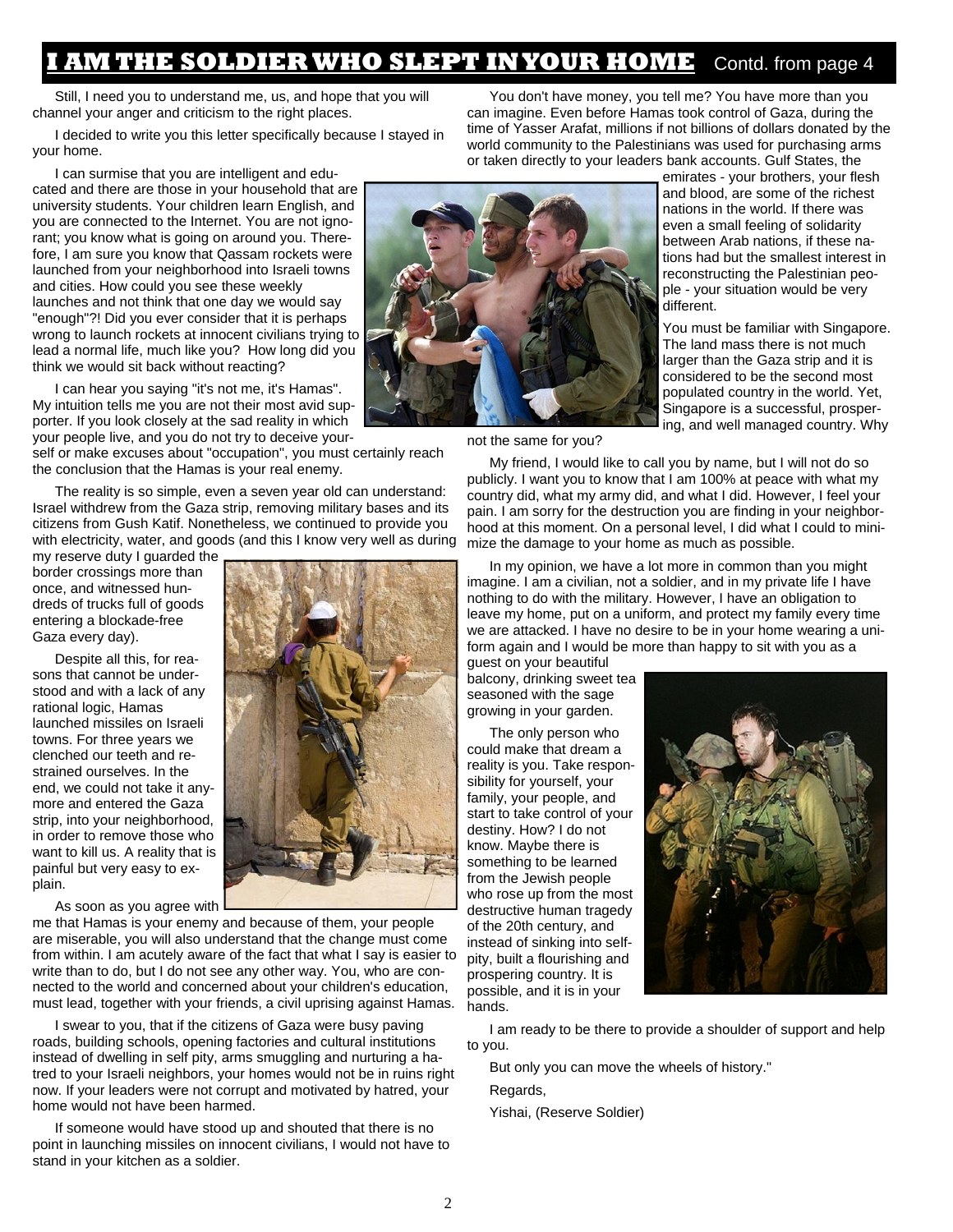# I AM THE SOLDIER WHO SLEPT IN YOUR HOME Contd. from page 4

Still, I need you to understand me, us, and hope that you will channel your anger and criticism to the right places.

I decided to write you this letter specifically because I stayed in your home.

I can surmise that you are intelligent and educated and there are those in your household that are university students. Your children learn English, and you are connected to the Internet. You are not ignorant; you know what is going on around you. Therefore, I am sure you know that Qassam rockets were launched from your neighborhood into Israeli towns and cities. How could you see these weekly launches and not think that one day we would say "enough"?! Did you ever consider that it is perhaps wrong to launch rockets at innocent civilians trying to lead a normal life, much like you? How long did you think we would sit back without reacting?

I can hear you saying "it's not me, it's Hamas". My intuition tells me you are not their most avid supporter. If you look closely at the sad reality in which your people live, and you do not try to deceive yourself or make excuses about "occupation", you must certainly reach the conclusion that the Hamas is your real enemy.

The reality is so simple, even a seven year old can understand: Israel withdrew from the Gaza strip, removing military bases and its citizens from Gush Katif. Nonetheless, we continued to provide you with electricity, water, and goods (and this I know very well as during my reserve duty I guarded the border crossings more than once, and witnessed hundreds of trucks full of goods entering a blockade-free Gaza every day).

Despite all this, for reasons that cannot be understood and with a lack of any rational logic, Hamas launched missiles on Israeli towns. For three years we clenched our teeth and restrained ourselves. In the end, we could not take it anymore and entered the Gaza strip, into your neighborhood, in order to remove those who want to kill us. A reality that is painful but very easy to explain.

As soon as you agree with me that Hamas is your enemy and because of them, your people are miserable, you will also understand that the change must come from within. I am acutely aware of the fact that what I say is easier to write than to do, but I do not see any other way. You, who are connected to the world and concerned about your children's education, must lead, together with your friends, a civil uprising against Hamas.

I swear to you, that if the citizens of Gaza were busy paving roads, building schools, opening factories and cultural institutions instead of dwelling in self pity, arms smuggling and nurturing a hatred to your Israeli neighbors, your homes would not be in ruins right now. If your leaders were not corrupt and motivated by hatred, your home would not have been harmed.

If someone would have stood up and shouted that there is no point in launching missiles on innocent civilians, I would not have to stand in your kitchen as a soldier.

You don't have money, you tell me? You have more than you can imagine. Even before Hamas took control of Gaza, during the time of Yasser Arafat, millions if not billions of dollars donated by the world community to the Palestinians was used for purchasing arms or taken directly to your leaders bank accounts. Gulf States, the emirates - your brothers, your flesh and blood, are some of the richest nations in the world. If there was even a small feeling of solidarity between Arab nations, if these nations had but the smallest interest in reconstructing the Palestinian people - your situation would be very different.

You must be familiar with Singapore. The land mass there is not much larger than the Gaza strip and it is considered to be the second most populated country in the world. Yet, Singapore is a successful, prospering, and well managed country. Why not the same for you?

My friend, I would like to call you by name, but I will not do so publicly. I want you to know that I am 100% at peace with what my country did, what my army did, and what I did. However, I feel your pain. I am sorry for the destruction you are finding in your neighborhood at this moment. On a personal level, I did what I could to minimize the damage to your home as much as possible.

In my opinion, we have a lot more in common than you might imagine. I am a civilian, not a soldier, and in my private life I have nothing to do with the military. However, I have an obligation to leave my home, put on a uniform, and protect my family every time we are attacked. I have no desire to be in your home wearing a uniform again and I would be more than happy to sit with you as a guest on your beautiful balcony, drinking sweet tea seasoned with the sage growing in your garden.

The only person who could make that dream a reality is you. Take responsibility for yourself, your family, your people, and start to take control of your destiny. How? I do not know. Maybe there is something to be learned from the Jewish people who rose up from the most destructive human tragedy of the 20th century, and instead of sinking into self-pity, built a flourishing and prospering country. It is possible, and it is in your hands.

I am ready to be there to provide a shoulder of support and help to you.

But only you can move the wheels of history."

Regards,

Yishai, (Reserve Soldier)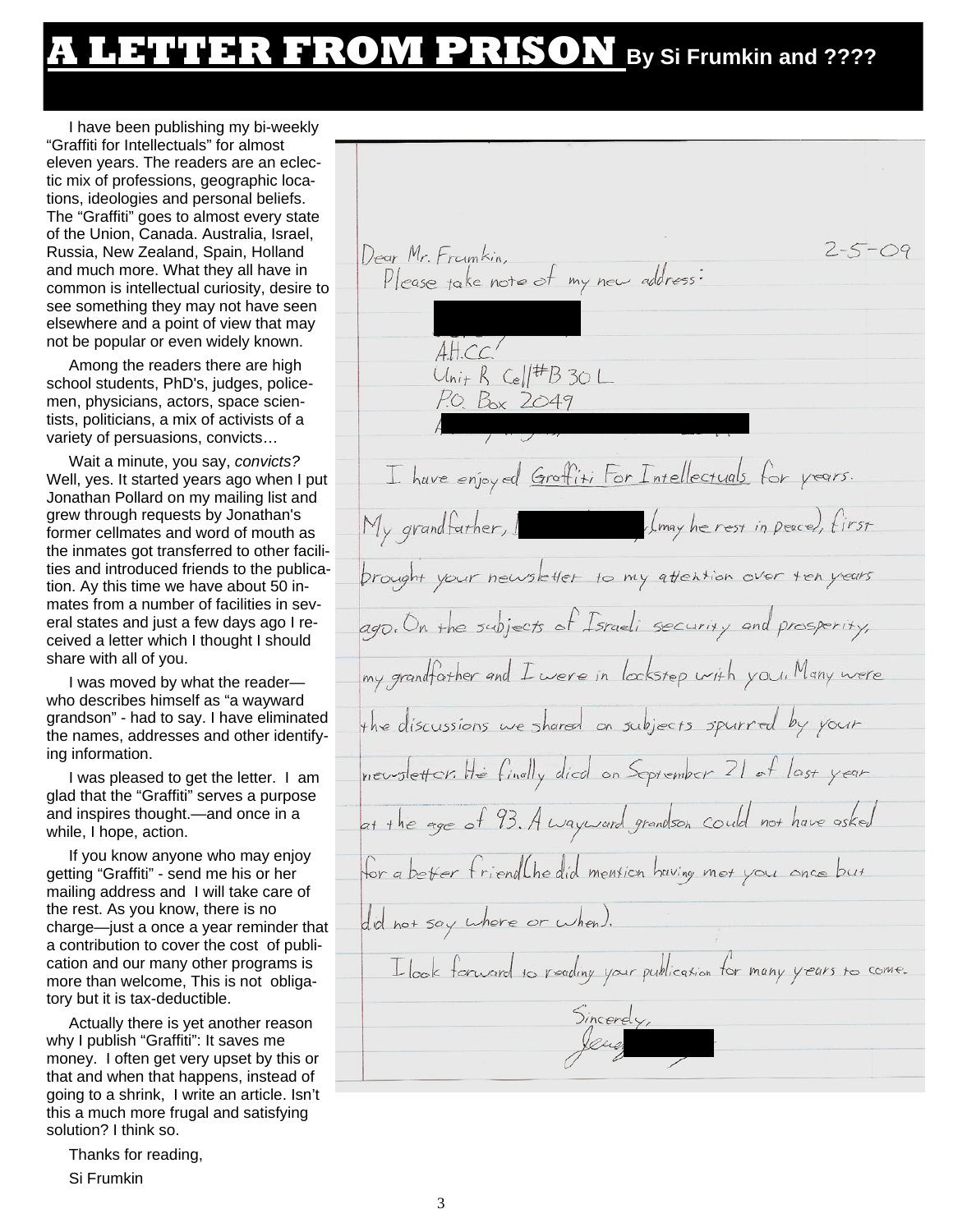# A LETTER FROM PRISON By Si Frumkin and ????

I have been publishing my bi-weekly "Graffiti for Intellectuals" for almost eleven years. The readers are an eclectic mix of professions, geographic locations, ideologies and personal beliefs. The "Graffiti" goes to almost every state of the Union, Canada. Australia, Israel, Russia, New Zealand, Spain, Holland and much more. What they all have in common is intellectual curiosity, desire to see something they may not have seen elsewhere and a point of view that may not be popular or even widely known.

Among the readers there are high school students, PhD's, judges, policemen, physicians, actors, space scientists, politicians, a mix of activists of a variety of persuasions, convicts…

Wait a minute, you say, *convicts?* Well, yes. It started years ago when I put Jonathan Pollard on my mailing list and grew through requests by Jonathan's former cellmates and word of mouth as the inmates got transferred to other facilities and introduced friends to the publication. Ay this time we have about 50 inmates from a number of facilities in several states and just a few days ago I received a letter which I thought I should share with all of you.

I was moved by what the reader—who describes himself as "a wayward grandson" - had to say. I have eliminated the names, addresses and other identifying information.

I was pleased to get the letter. I am glad that the "Graffiti" serves a purpose and inspires thought.—and once in a while, I hope, action.

If you know anyone who may enjoy getting "Graffiti" - send me his or her mailing address and I will take care of the rest. As you know, there is no charge—just a once a year reminder that a contribution to cover the cost of publication and our many other programs is more than welcome, This is not obligatory but it is tax-deductible.

Actually there is yet another reason why I publish "Graffiti": It saves me money. I often get very upset by this or that and when that happens, instead of going to a shrink, I write an article. Isn't this a much more frugal and satisfying solution? I think so.

Thanks for reading,

Si Frumkin

---

2-5-09

Dear Mr. Frumkin,

Please take note of my new address:

[redacted]
A.H.C.C.
Unit B Cell #B 30 L
P.O. Box 2049
[redacted]

I have enjoyed Graffiti For Intellectuals for years. My grandfather, [redacted] (may he rest in peace), first brought your newsletter to my attention over ten years ago. On the subjects of Israeli security and prosperity, my grandfather and I were in lockstep with you. Many were the discussions we shared on subjects spurred by your newsletter. He finally died on September 21 of last year at the age of 93. A wayward grandson could not have asked for a better friend (he did mention having met you once but did not say where or when).

I look forward to reading your publication for many years to come.

Sincerely,

Jere [redacted]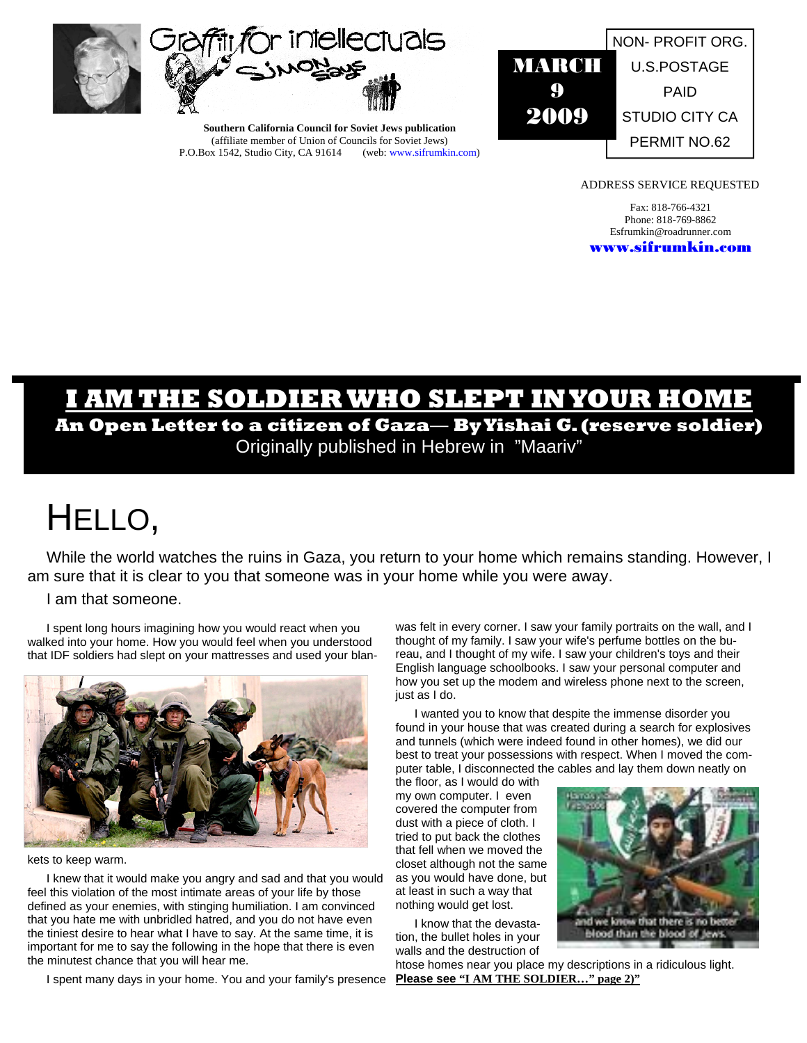Graffiti for intellectuals

SIMON Says

**Southern California Council for Soviet Jews publication**
(affiliate member of Union of Councils for Soviet Jews)
P.O.Box 1542, Studio City, CA 91614 (web: www.sifrumkin.com)

**MARCH 9 2009**

NON- PROFIT ORG.
U.S.POSTAGE
PAID
STUDIO CITY CA
PERMIT NO.62

ADDRESS SERVICE REQUESTED

Fax: 818-766-4321
Phone: 818-769-8862
Esfrumkin@roadrunner.com
**www.sifrumkin.com**

# I AM THE SOLDIER WHO SLEPT IN YOUR HOME

**An Open Letter to a citizen of Gaza— By Yishai G. (reserve soldier)**

Originally published in Hebrew in "Maariv"

## HELLO,

While the world watches the ruins in Gaza, you return to your home which remains standing. However, I am sure that it is clear to you that someone was in your home while you were away.

I am that someone.

I spent long hours imagining how you would react when you walked into your home. How you would feel when you understood that IDF soldiers had slept on your mattresses and used your blankets to keep warm.

I knew that it would make you angry and sad and that you would feel this violation of the most intimate areas of your life by those defined as your enemies, with stinging humiliation. I am convinced that you hate me with unbridled hatred, and you do not have even the tiniest desire to hear what I have to say. At the same time, it is important for me to say the following in the hope that there is even the minutest chance that you will hear me.

I spent many days in your home. You and your family's presence was felt in every corner. I saw your family portraits on the wall, and I thought of my family. I saw your wife's perfume bottles on the bureau, and I thought of my wife. I saw your children's toys and their English language schoolbooks. I saw your personal computer and how you set up the modem and wireless phone next to the screen, just as I do.

I wanted you to know that despite the immense disorder you found in your house that was created during a search for explosives and tunnels (which were indeed found in other homes), we did our best to treat your possessions with respect. When I moved the computer table, I disconnected the cables and lay them down neatly on the floor, as I would do with my own computer. I even covered the computer from dust with a piece of cloth. I tried to put back the clothes that fell when we moved the closet although not the same as you would have done, but at least in such a way that nothing would get lost.

I know that the devastation, the bullet holes in your walls and the destruction of htose homes near you place my descriptions in a ridiculous light.

**Please see "I AM THE SOLDIER…" page 2)"**